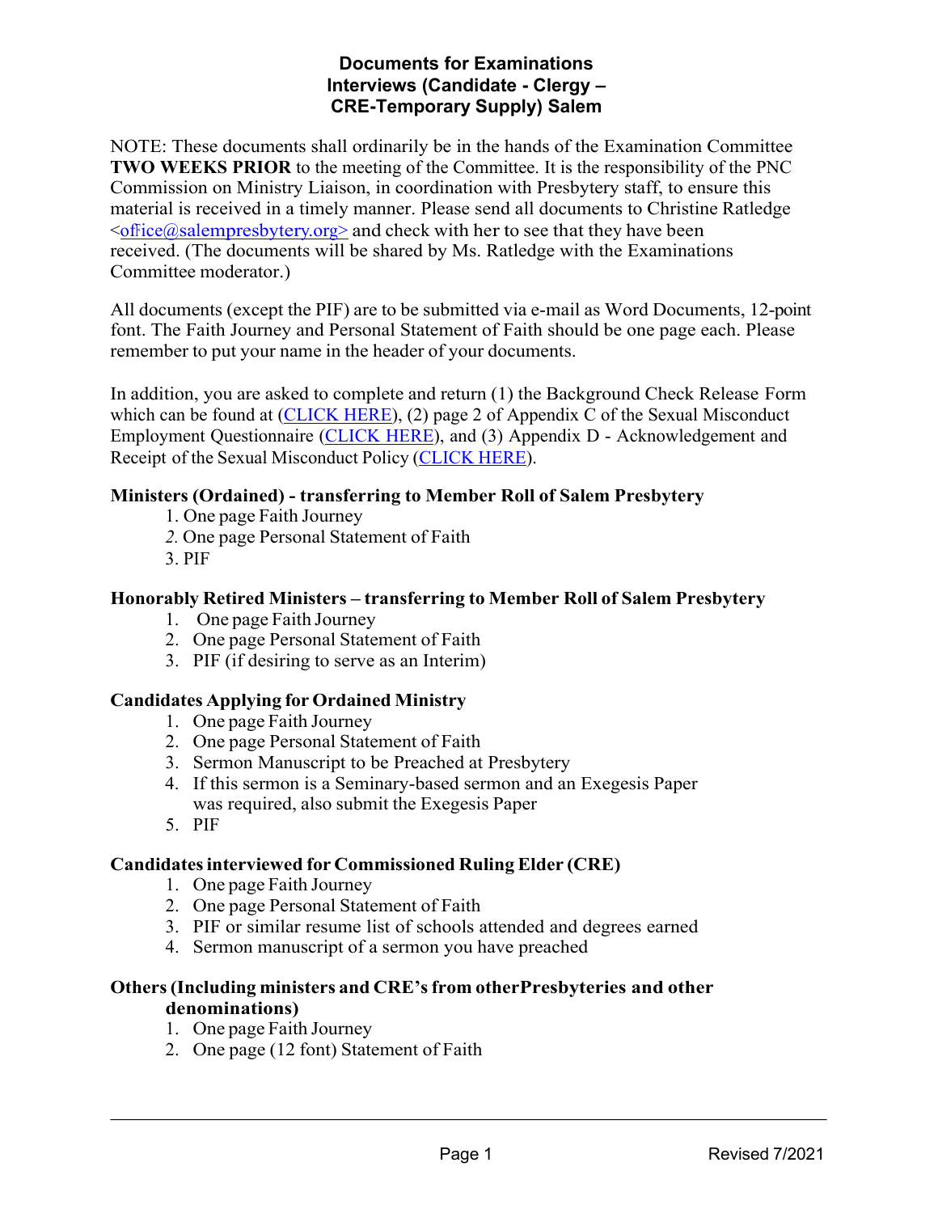# Documents for Examinations
## Interviews (Candidate - Clergy – CRE-Temporary Supply) Salem

NOTE: These documents shall ordinarily be in the hands of the Examination Committee **TWO WEEKS PRIOR** to the meeting of the Committee. It is the responsibility of the PNC Commission on Ministry Liaison, in coordination with Presbytery staff, to ensure this material is received in a timely manner. Please send all documents to Christine Ratledge <office@salempresbytery.org> and check with her to see that they have been received. (The documents will be shared by Ms. Ratledge with the Examinations Committee moderator.)

All documents (except the PIF) are to be submitted via e-mail as Word Documents, 12-point font. The Faith Journey and Personal Statement of Faith should be one page each. Please remember to put your name in the header of your documents.

In addition, you are asked to complete and return (1) the Background Check Release Form which can be found at (CLICK HERE), (2) page 2 of Appendix C of the Sexual Misconduct Employment Questionnaire (CLICK HERE), and (3) Appendix D - Acknowledgement and Receipt of the Sexual Misconduct Policy (CLICK HERE).

**Ministers (Ordained) - transferring to Member Roll of Salem Presbytery**

1. One page Faith Journey
2. One page Personal Statement of Faith
3. PIF

**Honorably Retired Ministers – transferring to Member Roll of Salem Presbytery**

1. One page Faith Journey
2. One page Personal Statement of Faith
3. PIF (if desiring to serve as an Interim)

**Candidates Applying for Ordained Ministry**

1. One page Faith Journey
2. One page Personal Statement of Faith
3. Sermon Manuscript to be Preached at Presbytery
4. If this sermon is a Seminary-based sermon and an Exegesis Paper was required, also submit the Exegesis Paper
5. PIF

**Candidates interviewed for Commissioned Ruling Elder (CRE)**

1. One page Faith Journey
2. One page Personal Statement of Faith
3. PIF or similar resume list of schools attended and degrees earned
4. Sermon manuscript of a sermon you have preached

**Others (Including ministers and CRE's from otherPresbyteries and other denominations)**

1. One page Faith Journey
2. One page (12 font) Statement of Faith

Revised 7/2021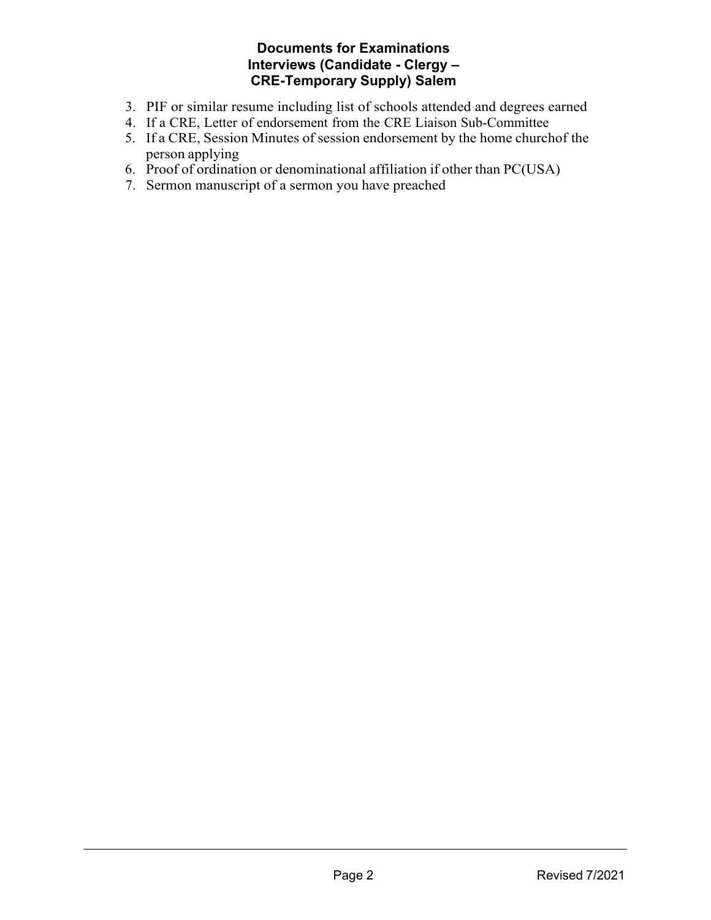**Documents for Examinations Interviews (Candidate - Clergy – CRE-Temporary Supply) Salem**

3. PIF or similar resume including list of schools attended and degrees earned
4. If a CRE, Letter of endorsement from the CRE Liaison Sub-Committee
5. If a CRE, Session Minutes of session endorsement by the home churchof the person applying
6. Proof of ordination or denominational affiliation if other than PC(USA)
7. Sermon manuscript of a sermon you have preached